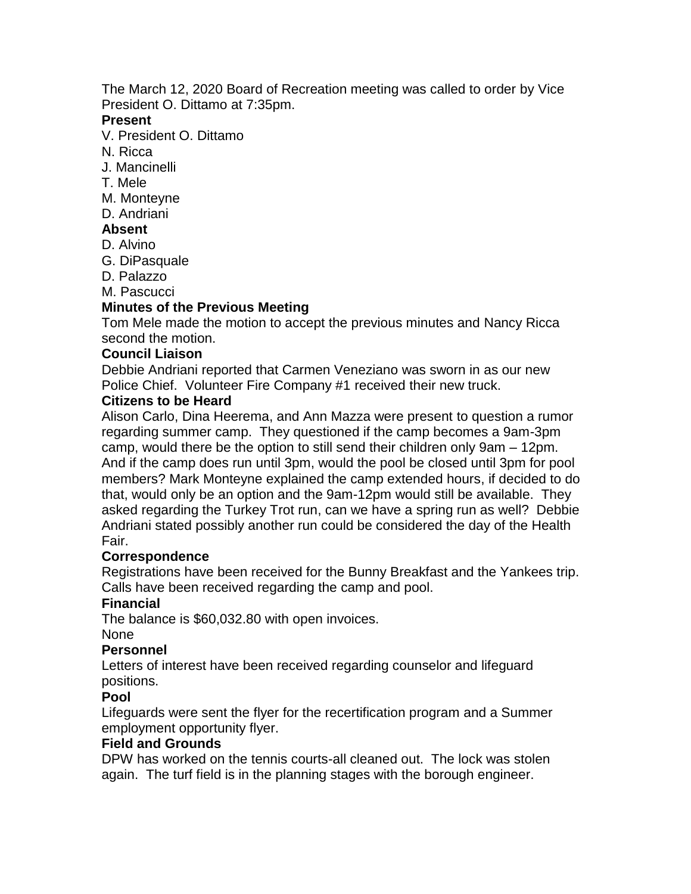The March 12, 2020 Board of Recreation meeting was called to order by Vice President O. Dittamo at 7:35pm.

**Present**

V. President O. Dittamo
N. Ricca
J. Mancinelli
T. Mele
M. Monteyne
D. Andriani

**Absent**

D. Alvino
G. DiPasquale
D. Palazzo
M. Pascucci

**Minutes of the Previous Meeting**

Tom Mele made the motion to accept the previous minutes and Nancy Ricca second the motion.

**Council Liaison**

Debbie Andriani reported that Carmen Veneziano was sworn in as our new Police Chief. Volunteer Fire Company #1 received their new truck.

**Citizens to be Heard**

Alison Carlo, Dina Heerema, and Ann Mazza were present to question a rumor regarding summer camp. They questioned if the camp becomes a 9am-3pm camp, would there be the option to still send their children only 9am – 12pm. And if the camp does run until 3pm, would the pool be closed until 3pm for pool members? Mark Monteyne explained the camp extended hours, if decided to do that, would only be an option and the 9am-12pm would still be available. They asked regarding the Turkey Trot run, can we have a spring run as well? Debbie Andriani stated possibly another run could be considered the day of the Health Fair.

**Correspondence**

Registrations have been received for the Bunny Breakfast and the Yankees trip. Calls have been received regarding the camp and pool.

**Financial**

The balance is $60,032.80 with open invoices.
None

**Personnel**

Letters of interest have been received regarding counselor and lifeguard positions.

**Pool**

Lifeguards were sent the flyer for the recertification program and a Summer employment opportunity flyer.

**Field and Grounds**

DPW has worked on the tennis courts-all cleaned out. The lock was stolen again. The turf field is in the planning stages with the borough engineer.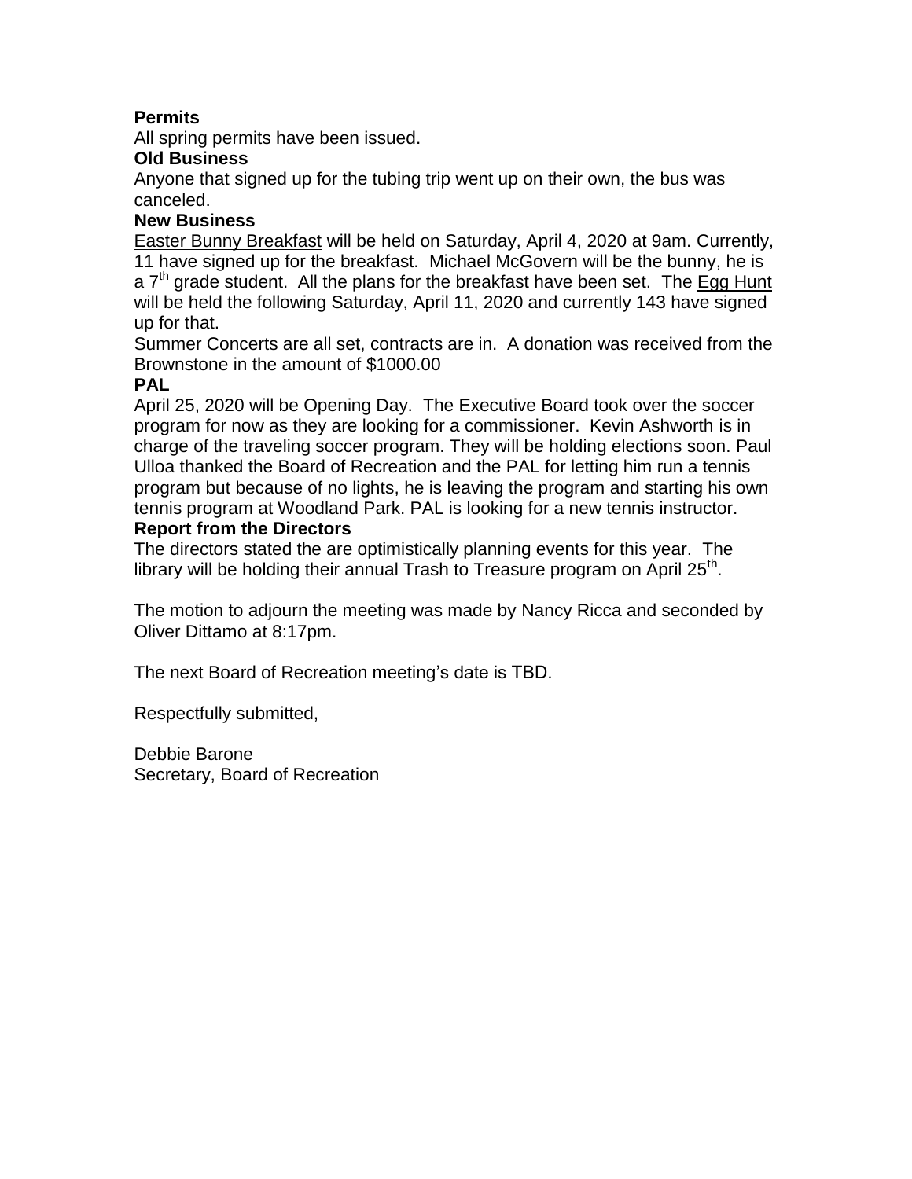**Permits**

All spring permits have been issued.

**Old Business**

Anyone that signed up for the tubing trip went up on their own, the bus was canceled.

**New Business**

Easter Bunny Breakfast will be held on Saturday, April 4, 2020 at 9am. Currently, 11 have signed up for the breakfast. Michael McGovern will be the bunny, he is a 7th grade student. All the plans for the breakfast have been set. The Egg Hunt will be held the following Saturday, April 11, 2020 and currently 143 have signed up for that.

Summer Concerts are all set, contracts are in. A donation was received from the Brownstone in the amount of $1000.00

**PAL**

April 25, 2020 will be Opening Day. The Executive Board took over the soccer program for now as they are looking for a commissioner. Kevin Ashworth is in charge of the traveling soccer program. They will be holding elections soon. Paul Ulloa thanked the Board of Recreation and the PAL for letting him run a tennis program but because of no lights, he is leaving the program and starting his own tennis program at Woodland Park. PAL is looking for a new tennis instructor.

**Report from the Directors**

The directors stated the are optimistically planning events for this year. The library will be holding their annual Trash to Treasure program on April 25th.

The motion to adjourn the meeting was made by Nancy Ricca and seconded by Oliver Dittamo at 8:17pm.

The next Board of Recreation meeting's date is TBD.

Respectfully submitted,

Debbie Barone
Secretary, Board of Recreation